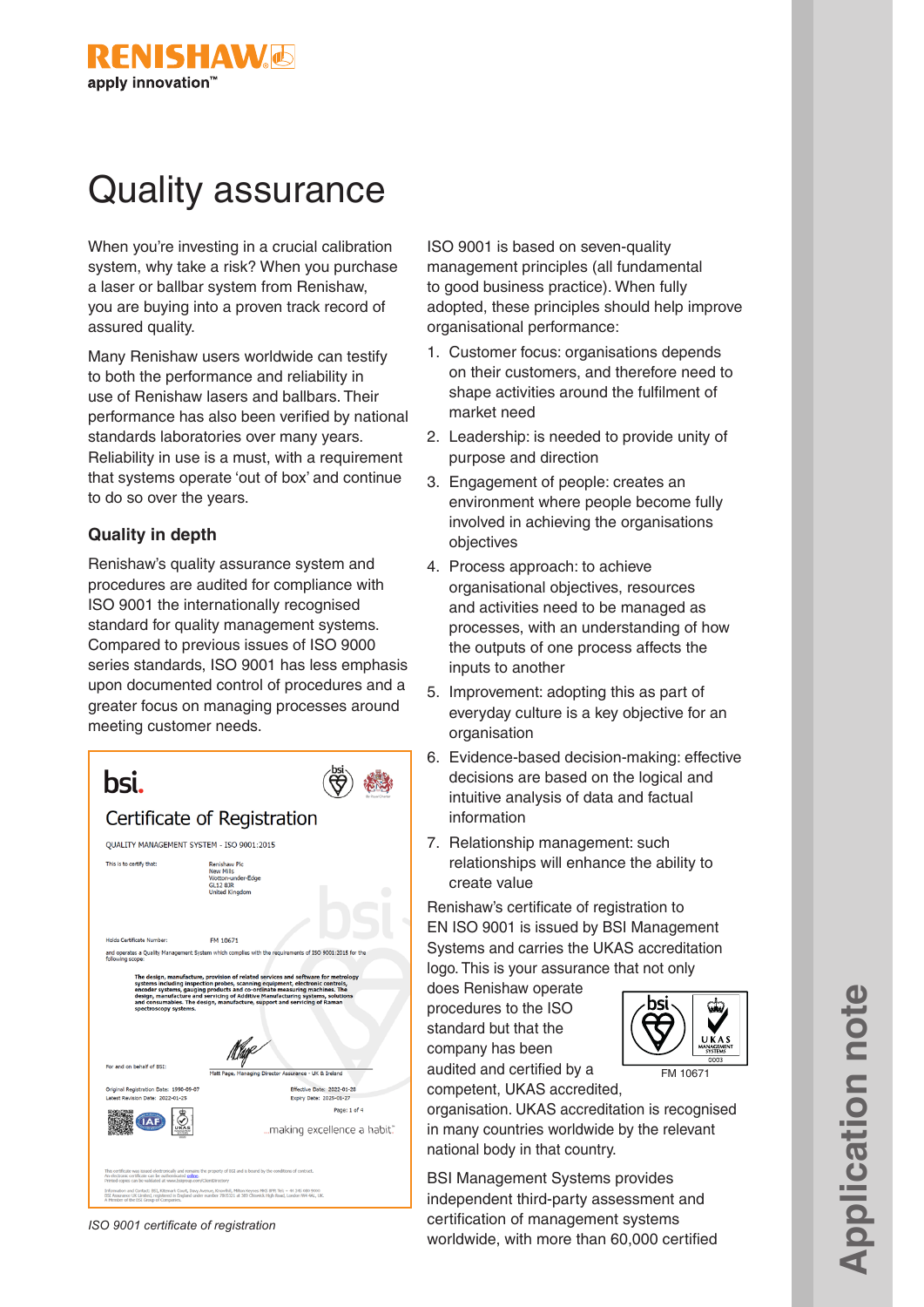# Quality assurance

When you're investing in a crucial calibration system, why take a risk? When you purchase a laser or ballbar system from Renishaw, you are buying into a proven track record of assured quality.

Many Renishaw users worldwide can testify to both the performance and reliability in use of Renishaw lasers and ballbars. Their performance has also been verified by national standards laboratories over many years. Reliability in use is a must, with a requirement that systems operate 'out of box' and continue to do so over the years.

### Quality in depth

Renishaw's quality assurance system and procedures are audited for compliance with ISO 9001 the internationally recognised standard for quality management systems. Compared to previous issues of ISO 9000 series standards, ISO 9001 has less emphasis upon documented control of procedures and a greater focus on managing processes around meeting customer needs.

*ISO 9001 certificate of registration*

ISO 9001 is based on seven-quality management principles (all fundamental to good business practice). When fully adopted, these principles should help improve organisational performance:

1. Customer focus: organisations depends on their customers, and therefore need to shape activities around the fulfilment of market need
2. Leadership: is needed to provide unity of purpose and direction
3. Engagement of people: creates an environment where people become fully involved in achieving the organisations objectives
4. Process approach: to achieve organisational objectives, resources and activities need to be managed as processes, with an understanding of how the outputs of one process affects the inputs to another
5. Improvement: adopting this as part of everyday culture is a key objective for an organisation
6. Evidence-based decision-making: effective decisions are based on the logical and intuitive analysis of data and factual information
7. Relationship management: such relationships will enhance the ability to create value

Renishaw's certificate of registration to EN ISO 9001 is issued by BSI Management Systems and carries the UKAS accreditation logo. This is your assurance that not only does Renishaw operate procedures to the ISO standard but that the company has been audited and certified by a competent, UKAS accredited, organisation. UKAS accreditation is recognised in many countries worldwide by the relevant national body in that country.

FM 10671

BSI Management Systems provides independent third-party assessment and certification of management systems worldwide, with more than 60,000 certified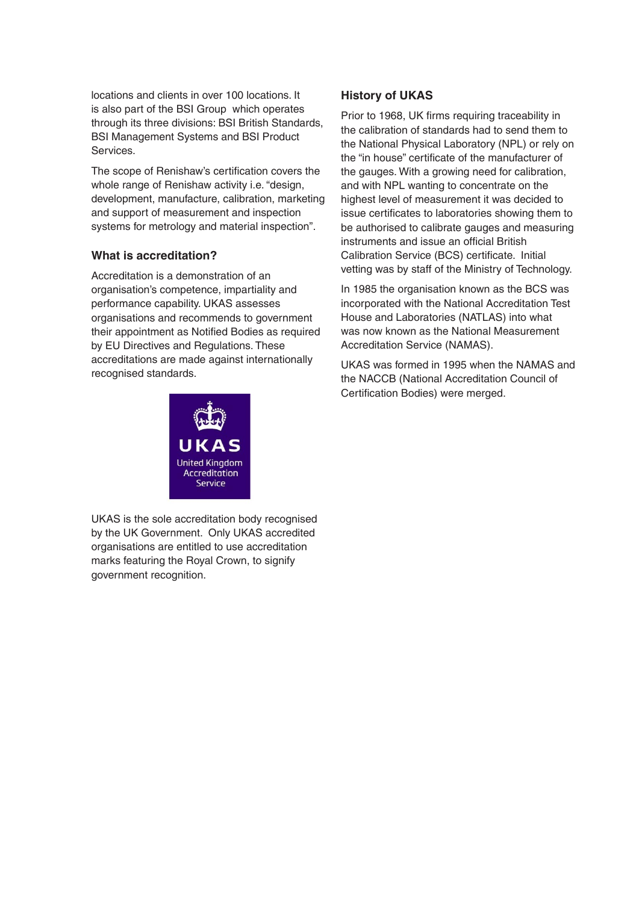locations and clients in over 100 locations. It is also part of the BSI Group which operates through its three divisions: BSI British Standards, BSI Management Systems and BSI Product Services.

The scope of Renishaw's certification covers the whole range of Renishaw activity i.e. "design, development, manufacture, calibration, marketing and support of measurement and inspection systems for metrology and material inspection".

### What is accreditation?

Accreditation is a demonstration of an organisation's competence, impartiality and performance capability. UKAS assesses organisations and recommends to government their appointment as Notified Bodies as required by EU Directives and Regulations. These accreditations are made against internationally recognised standards.

UKAS
United Kingdom Accreditation Service

UKAS is the sole accreditation body recognised by the UK Government. Only UKAS accredited organisations are entitled to use accreditation marks featuring the Royal Crown, to signify government recognition.

### History of UKAS

Prior to 1968, UK firms requiring traceability in the calibration of standards had to send them to the National Physical Laboratory (NPL) or rely on the "in house" certificate of the manufacturer of the gauges. With a growing need for calibration, and with NPL wanting to concentrate on the highest level of measurement it was decided to issue certificates to laboratories showing them to be authorised to calibrate gauges and measuring instruments and issue an official British Calibration Service (BCS) certificate. Initial vetting was by staff of the Ministry of Technology.

In 1985 the organisation known as the BCS was incorporated with the National Accreditation Test House and Laboratories (NATLAS) into what was now known as the National Measurement Accreditation Service (NAMAS).

UKAS was formed in 1995 when the NAMAS and the NACCB (National Accreditation Council of Certification Bodies) were merged.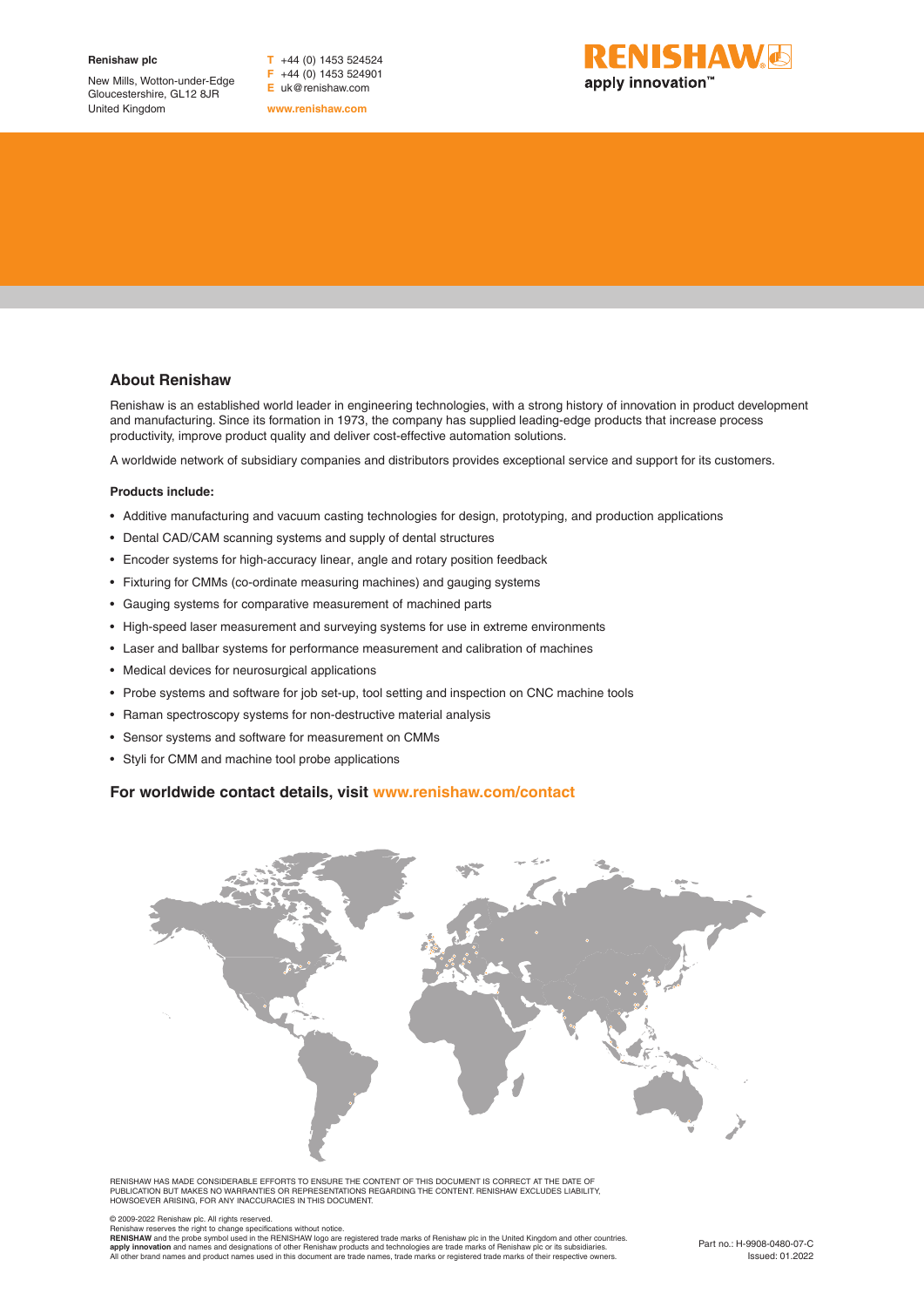**Renishaw plc**

New Mills, Wotton-under-Edge
Gloucestershire, GL12 8JR
United Kingdom

**T** +44 (0) 1453 524524
**F** +44 (0) 1453 524901
**E** uk@renishaw.com

**www.renishaw.com**

## About Renishaw

Renishaw is an established world leader in engineering technologies, with a strong history of innovation in product development and manufacturing. Since its formation in 1973, the company has supplied leading-edge products that increase process productivity, improve product quality and deliver cost-effective automation solutions.

A worldwide network of subsidiary companies and distributors provides exceptional service and support for its customers.

**Products include:**

- Additive manufacturing and vacuum casting technologies for design, prototyping, and production applications
- Dental CAD/CAM scanning systems and supply of dental structures
- Encoder systems for high-accuracy linear, angle and rotary position feedback
- Fixturing for CMMs (co-ordinate measuring machines) and gauging systems
- Gauging systems for comparative measurement of machined parts
- High-speed laser measurement and surveying systems for use in extreme environments
- Laser and ballbar systems for performance measurement and calibration of machines
- Medical devices for neurosurgical applications
- Probe systems and software for job set-up, tool setting and inspection on CNC machine tools
- Raman spectroscopy systems for non-destructive material analysis
- Sensor systems and software for measurement on CMMs
- Styli for CMM and machine tool probe applications

### For worldwide contact details, visit www.renishaw.com/contact

RENISHAW HAS MADE CONSIDERABLE EFFORTS TO ENSURE THE CONTENT OF THIS DOCUMENT IS CORRECT AT THE DATE OF PUBLICATION BUT MAKES NO WARRANTIES OR REPRESENTATIONS REGARDING THE CONTENT. RENISHAW EXCLUDES LIABILITY, HOWSOEVER ARISING, FOR ANY INACCURACIES IN THIS DOCUMENT.

© 2009-2022 Renishaw plc. All rights reserved.
Renishaw reserves the right to change specifications without notice.
**RENISHAW** and the probe symbol used in the RENISHAW logo are registered trade marks of Renishaw plc in the United Kingdom and other countries. **apply innovation** and names and designations of other Renishaw products and technologies are trade marks of Renishaw plc or its subsidiaries.
All other brand names and product names used in this document are trade names, trade marks or registered trade marks of their respective owners.

Part no.: H-9908-0480-07-C
Issued: 01.2022